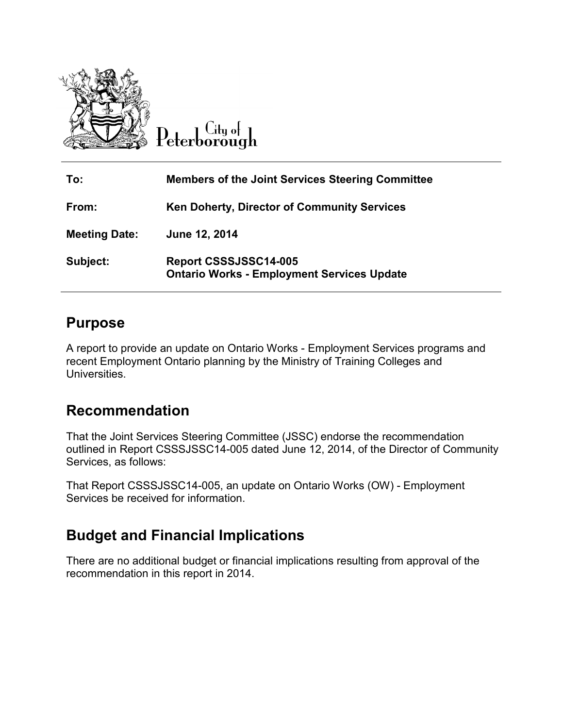City of Peterborough

| | |
|---|---|
| **To:** | **Members of the Joint Services Steering Committee** |
| **From:** | **Ken Doherty, Director of Community Services** |
| **Meeting Date:** | **June 12, 2014** |
| **Subject:** | **Report CSSSJSSC14-005**<br>**Ontario Works - Employment Services Update** |

## Purpose

A report to provide an update on Ontario Works - Employment Services programs and recent Employment Ontario planning by the Ministry of Training Colleges and Universities.

## Recommendation

That the Joint Services Steering Committee (JSSC) endorse the recommendation outlined in Report CSSSJSSC14-005 dated June 12, 2014, of the Director of Community Services, as follows:

That Report CSSSJSSC14-005, an update on Ontario Works (OW) - Employment Services be received for information.

## Budget and Financial Implications

There are no additional budget or financial implications resulting from approval of the recommendation in this report in 2014.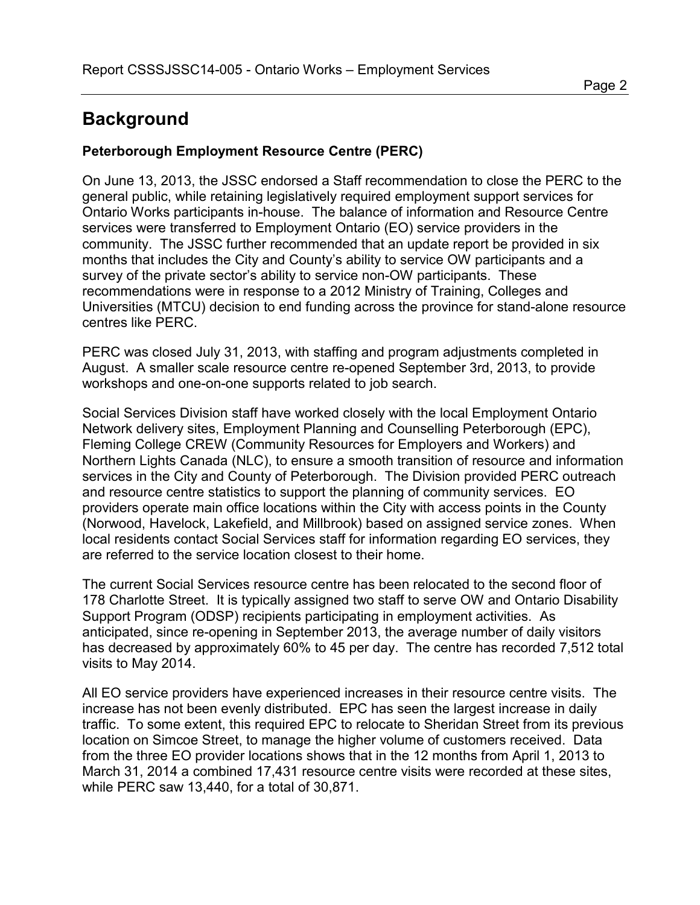# Background

**Peterborough Employment Resource Centre (PERC)**

On June 13, 2013, the JSSC endorsed a Staff recommendation to close the PERC to the general public, while retaining legislatively required employment support services for Ontario Works participants in-house. The balance of information and Resource Centre services were transferred to Employment Ontario (EO) service providers in the community. The JSSC further recommended that an update report be provided in six months that includes the City and County's ability to service OW participants and a survey of the private sector's ability to service non-OW participants. These recommendations were in response to a 2012 Ministry of Training, Colleges and Universities (MTCU) decision to end funding across the province for stand-alone resource centres like PERC.

PERC was closed July 31, 2013, with staffing and program adjustments completed in August. A smaller scale resource centre re-opened September 3rd, 2013, to provide workshops and one-on-one supports related to job search.

Social Services Division staff have worked closely with the local Employment Ontario Network delivery sites, Employment Planning and Counselling Peterborough (EPC), Fleming College CREW (Community Resources for Employers and Workers) and Northern Lights Canada (NLC), to ensure a smooth transition of resource and information services in the City and County of Peterborough. The Division provided PERC outreach and resource centre statistics to support the planning of community services. EO providers operate main office locations within the City with access points in the County (Norwood, Havelock, Lakefield, and Millbrook) based on assigned service zones. When local residents contact Social Services staff for information regarding EO services, they are referred to the service location closest to their home.

The current Social Services resource centre has been relocated to the second floor of 178 Charlotte Street. It is typically assigned two staff to serve OW and Ontario Disability Support Program (ODSP) recipients participating in employment activities. As anticipated, since re-opening in September 2013, the average number of daily visitors has decreased by approximately 60% to 45 per day. The centre has recorded 7,512 total visits to May 2014.

All EO service providers have experienced increases in their resource centre visits. The increase has not been evenly distributed. EPC has seen the largest increase in daily traffic. To some extent, this required EPC to relocate to Sheridan Street from its previous location on Simcoe Street, to manage the higher volume of customers received. Data from the three EO provider locations shows that in the 12 months from April 1, 2013 to March 31, 2014 a combined 17,431 resource centre visits were recorded at these sites, while PERC saw 13,440, for a total of 30,871.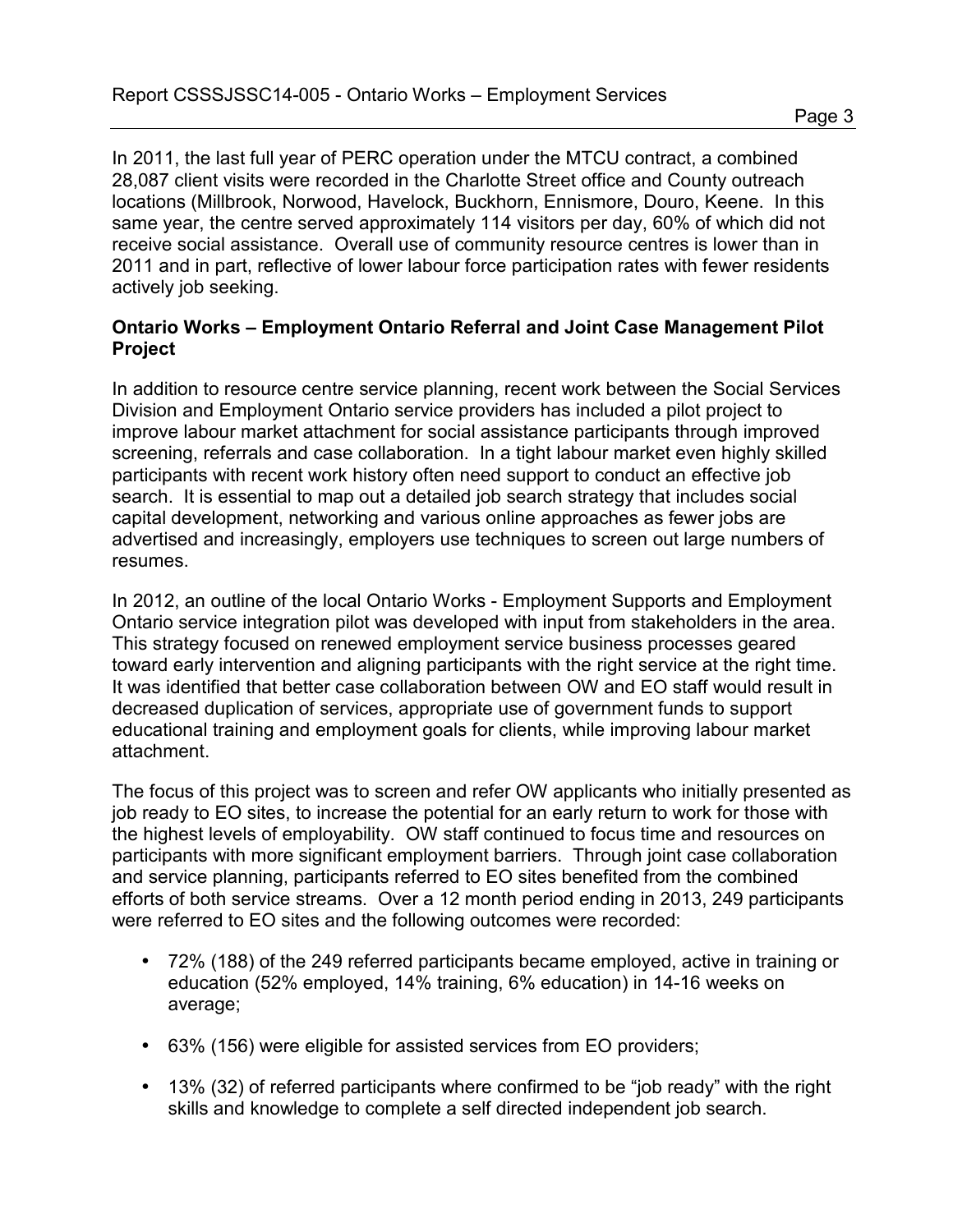In 2011, the last full year of PERC operation under the MTCU contract, a combined 28,087 client visits were recorded in the Charlotte Street office and County outreach locations (Millbrook, Norwood, Havelock, Buckhorn, Ennismore, Douro, Keene. In this same year, the centre served approximately 114 visitors per day, 60% of which did not receive social assistance. Overall use of community resource centres is lower than in 2011 and in part, reflective of lower labour force participation rates with fewer residents actively job seeking.

**Ontario Works – Employment Ontario Referral and Joint Case Management Pilot Project**

In addition to resource centre service planning, recent work between the Social Services Division and Employment Ontario service providers has included a pilot project to improve labour market attachment for social assistance participants through improved screening, referrals and case collaboration. In a tight labour market even highly skilled participants with recent work history often need support to conduct an effective job search. It is essential to map out a detailed job search strategy that includes social capital development, networking and various online approaches as fewer jobs are advertised and increasingly, employers use techniques to screen out large numbers of resumes.

In 2012, an outline of the local Ontario Works - Employment Supports and Employment Ontario service integration pilot was developed with input from stakeholders in the area. This strategy focused on renewed employment service business processes geared toward early intervention and aligning participants with the right service at the right time. It was identified that better case collaboration between OW and EO staff would result in decreased duplication of services, appropriate use of government funds to support educational training and employment goals for clients, while improving labour market attachment.

The focus of this project was to screen and refer OW applicants who initially presented as job ready to EO sites, to increase the potential for an early return to work for those with the highest levels of employability. OW staff continued to focus time and resources on participants with more significant employment barriers. Through joint case collaboration and service planning, participants referred to EO sites benefited from the combined efforts of both service streams. Over a 12 month period ending in 2013, 249 participants were referred to EO sites and the following outcomes were recorded:

- 72% (188) of the 249 referred participants became employed, active in training or education (52% employed, 14% training, 6% education) in 14-16 weeks on average;
- 63% (156) were eligible for assisted services from EO providers;
- 13% (32) of referred participants where confirmed to be "job ready" with the right skills and knowledge to complete a self directed independent job search.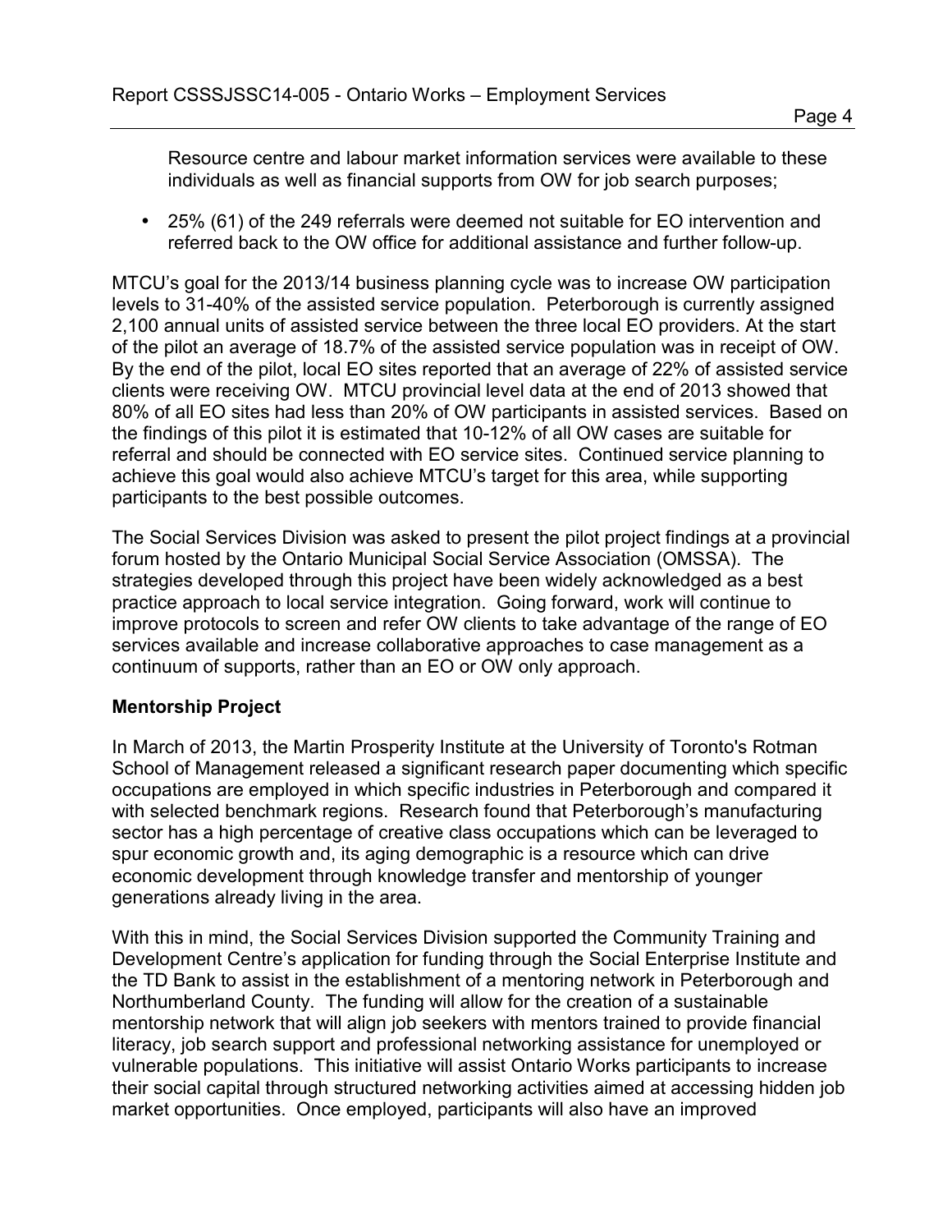Resource centre and labour market information services were available to these individuals as well as financial supports from OW for job search purposes;

- 25% (61) of the 249 referrals were deemed not suitable for EO intervention and referred back to the OW office for additional assistance and further follow-up.

MTCU's goal for the 2013/14 business planning cycle was to increase OW participation levels to 31-40% of the assisted service population. Peterborough is currently assigned 2,100 annual units of assisted service between the three local EO providers. At the start of the pilot an average of 18.7% of the assisted service population was in receipt of OW. By the end of the pilot, local EO sites reported that an average of 22% of assisted service clients were receiving OW. MTCU provincial level data at the end of 2013 showed that 80% of all EO sites had less than 20% of OW participants in assisted services. Based on the findings of this pilot it is estimated that 10-12% of all OW cases are suitable for referral and should be connected with EO service sites. Continued service planning to achieve this goal would also achieve MTCU's target for this area, while supporting participants to the best possible outcomes.

The Social Services Division was asked to present the pilot project findings at a provincial forum hosted by the Ontario Municipal Social Service Association (OMSSA). The strategies developed through this project have been widely acknowledged as a best practice approach to local service integration. Going forward, work will continue to improve protocols to screen and refer OW clients to take advantage of the range of EO services available and increase collaborative approaches to case management as a continuum of supports, rather than an EO or OW only approach.

**Mentorship Project**

In March of 2013, the Martin Prosperity Institute at the University of Toronto's Rotman School of Management released a significant research paper documenting which specific occupations are employed in which specific industries in Peterborough and compared it with selected benchmark regions. Research found that Peterborough's manufacturing sector has a high percentage of creative class occupations which can be leveraged to spur economic growth and, its aging demographic is a resource which can drive economic development through knowledge transfer and mentorship of younger generations already living in the area.

With this in mind, the Social Services Division supported the Community Training and Development Centre's application for funding through the Social Enterprise Institute and the TD Bank to assist in the establishment of a mentoring network in Peterborough and Northumberland County. The funding will allow for the creation of a sustainable mentorship network that will align job seekers with mentors trained to provide financial literacy, job search support and professional networking assistance for unemployed or vulnerable populations. This initiative will assist Ontario Works participants to increase their social capital through structured networking activities aimed at accessing hidden job market opportunities. Once employed, participants will also have an improved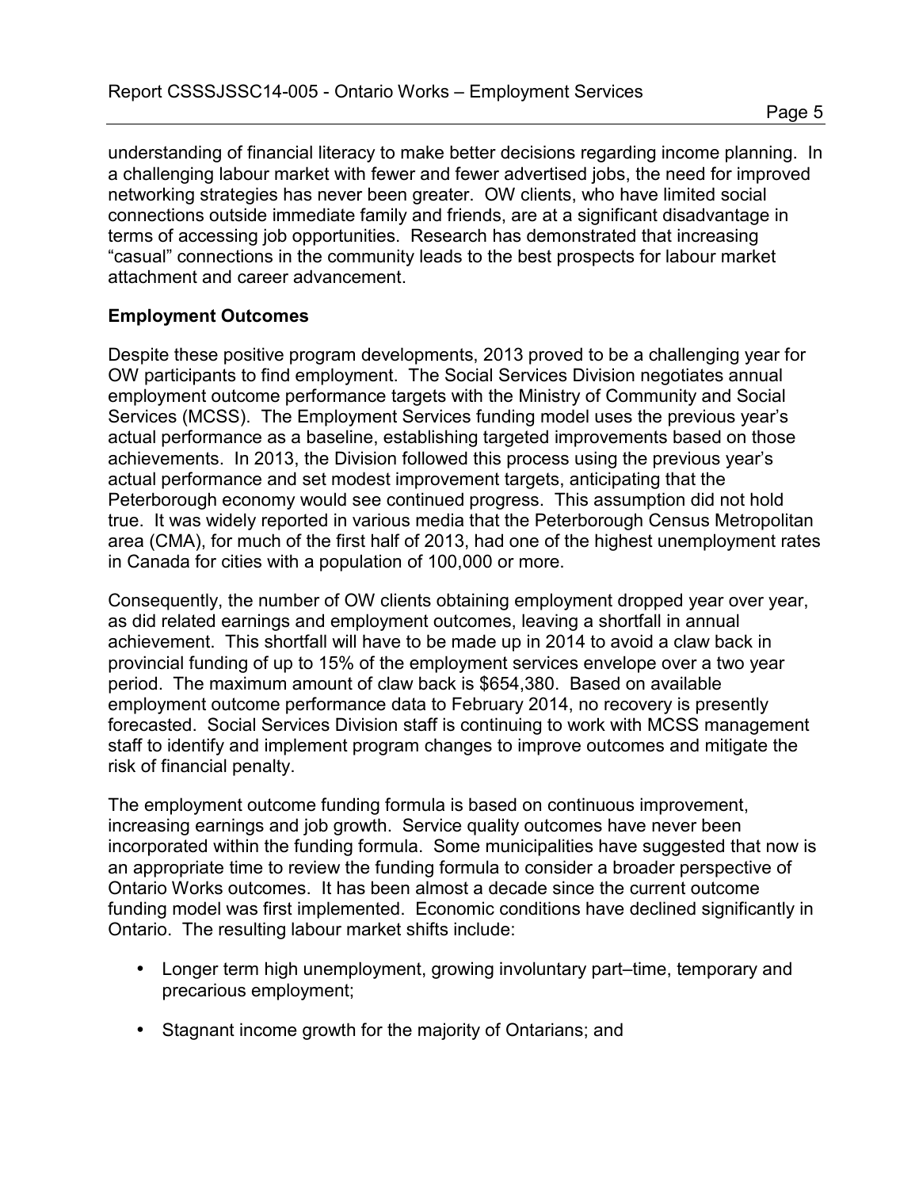understanding of financial literacy to make better decisions regarding income planning. In a challenging labour market with fewer and fewer advertised jobs, the need for improved networking strategies has never been greater. OW clients, who have limited social connections outside immediate family and friends, are at a significant disadvantage in terms of accessing job opportunities. Research has demonstrated that increasing "casual" connections in the community leads to the best prospects for labour market attachment and career advancement.

**Employment Outcomes**

Despite these positive program developments, 2013 proved to be a challenging year for OW participants to find employment. The Social Services Division negotiates annual employment outcome performance targets with the Ministry of Community and Social Services (MCSS). The Employment Services funding model uses the previous year's actual performance as a baseline, establishing targeted improvements based on those achievements. In 2013, the Division followed this process using the previous year's actual performance and set modest improvement targets, anticipating that the Peterborough economy would see continued progress. This assumption did not hold true. It was widely reported in various media that the Peterborough Census Metropolitan area (CMA), for much of the first half of 2013, had one of the highest unemployment rates in Canada for cities with a population of 100,000 or more.

Consequently, the number of OW clients obtaining employment dropped year over year, as did related earnings and employment outcomes, leaving a shortfall in annual achievement. This shortfall will have to be made up in 2014 to avoid a claw back in provincial funding of up to 15% of the employment services envelope over a two year period. The maximum amount of claw back is $654,380. Based on available employment outcome performance data to February 2014, no recovery is presently forecasted. Social Services Division staff is continuing to work with MCSS management staff to identify and implement program changes to improve outcomes and mitigate the risk of financial penalty.

The employment outcome funding formula is based on continuous improvement, increasing earnings and job growth. Service quality outcomes have never been incorporated within the funding formula. Some municipalities have suggested that now is an appropriate time to review the funding formula to consider a broader perspective of Ontario Works outcomes. It has been almost a decade since the current outcome funding model was first implemented. Economic conditions have declined significantly in Ontario. The resulting labour market shifts include:

- Longer term high unemployment, growing involuntary part–time, temporary and precarious employment;
- Stagnant income growth for the majority of Ontarians; and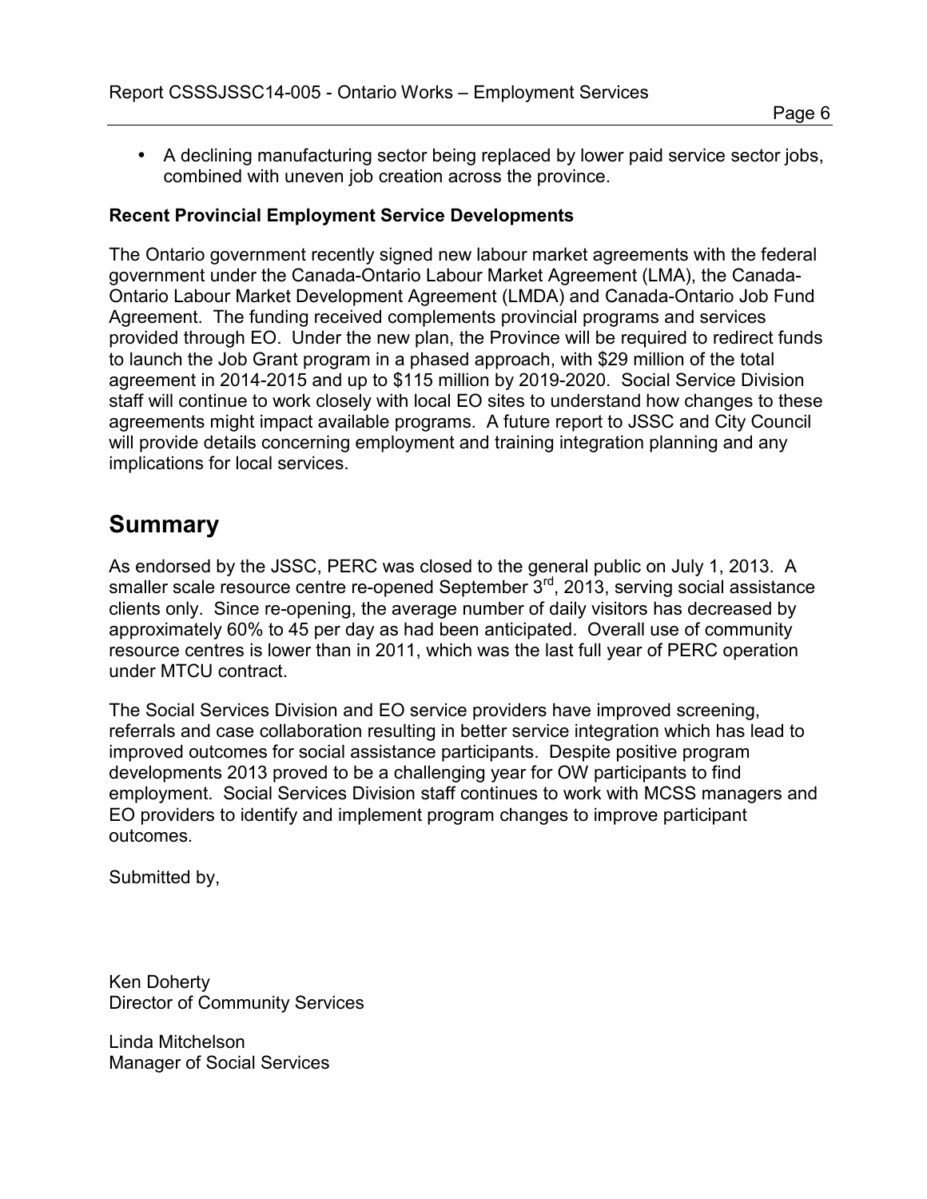- A declining manufacturing sector being replaced by lower paid service sector jobs, combined with uneven job creation across the province.

**Recent Provincial Employment Service Developments**

The Ontario government recently signed new labour market agreements with the federal government under the Canada-Ontario Labour Market Agreement (LMA), the Canada-Ontario Labour Market Development Agreement (LMDA) and Canada-Ontario Job Fund Agreement. The funding received complements provincial programs and services provided through EO. Under the new plan, the Province will be required to redirect funds to launch the Job Grant program in a phased approach, with $29 million of the total agreement in 2014-2015 and up to $115 million by 2019-2020. Social Service Division staff will continue to work closely with local EO sites to understand how changes to these agreements might impact available programs. A future report to JSSC and City Council will provide details concerning employment and training integration planning and any implications for local services.

## Summary

As endorsed by the JSSC, PERC was closed to the general public on July 1, 2013. A smaller scale resource centre re-opened September 3rd, 2013, serving social assistance clients only. Since re-opening, the average number of daily visitors has decreased by approximately 60% to 45 per day as had been anticipated. Overall use of community resource centres is lower than in 2011, which was the last full year of PERC operation under MTCU contract.

The Social Services Division and EO service providers have improved screening, referrals and case collaboration resulting in better service integration which has lead to improved outcomes for social assistance participants. Despite positive program developments 2013 proved to be a challenging year for OW participants to find employment. Social Services Division staff continues to work with MCSS managers and EO providers to identify and implement program changes to improve participant outcomes.

Submitted by,

Ken Doherty
Director of Community Services

Linda Mitchelson
Manager of Social Services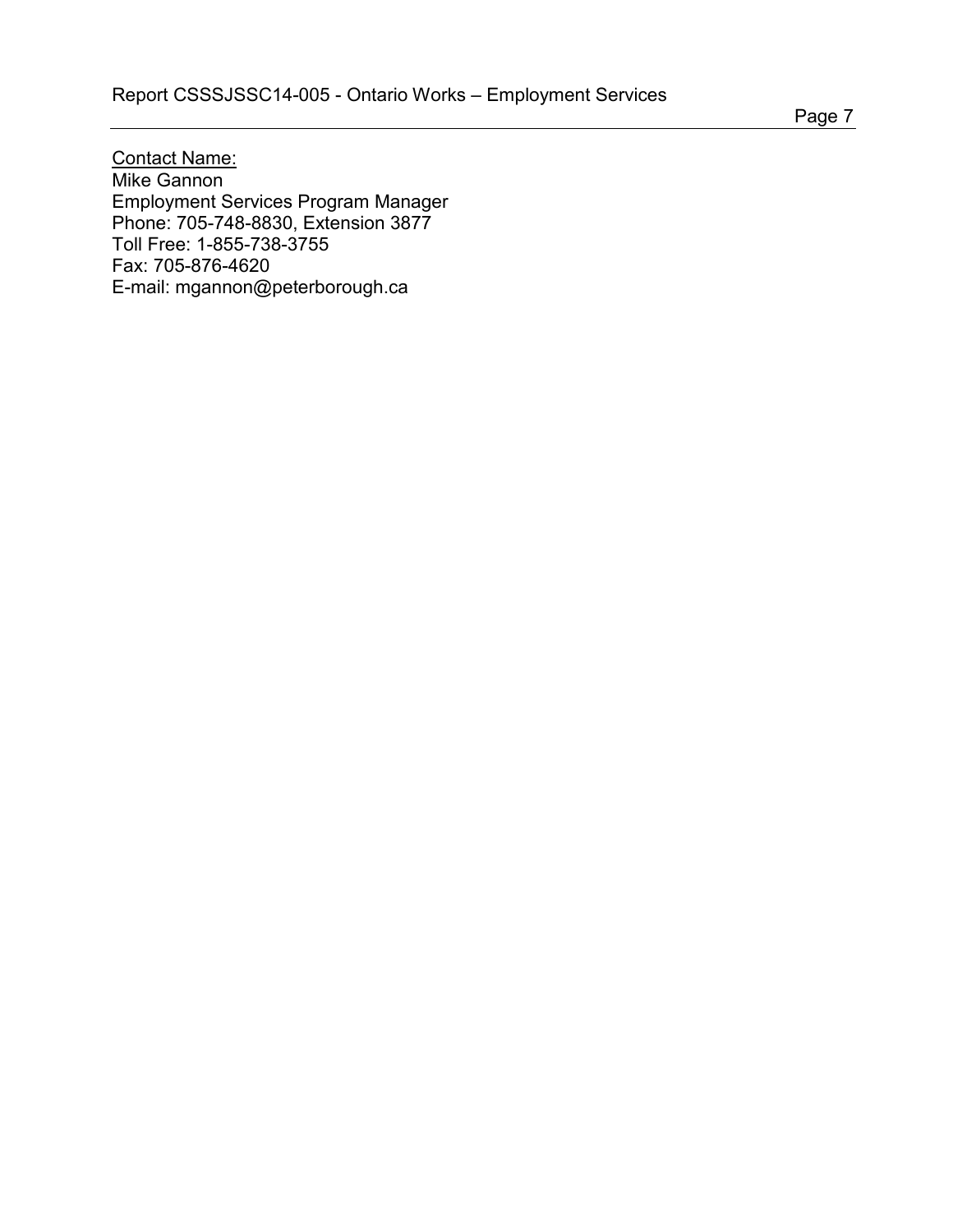Contact Name:
Mike Gannon
Employment Services Program Manager
Phone: 705-748-8830, Extension 3877
Toll Free: 1-855-738-3755
Fax: 705-876-4620
E-mail: mgannon@peterborough.ca